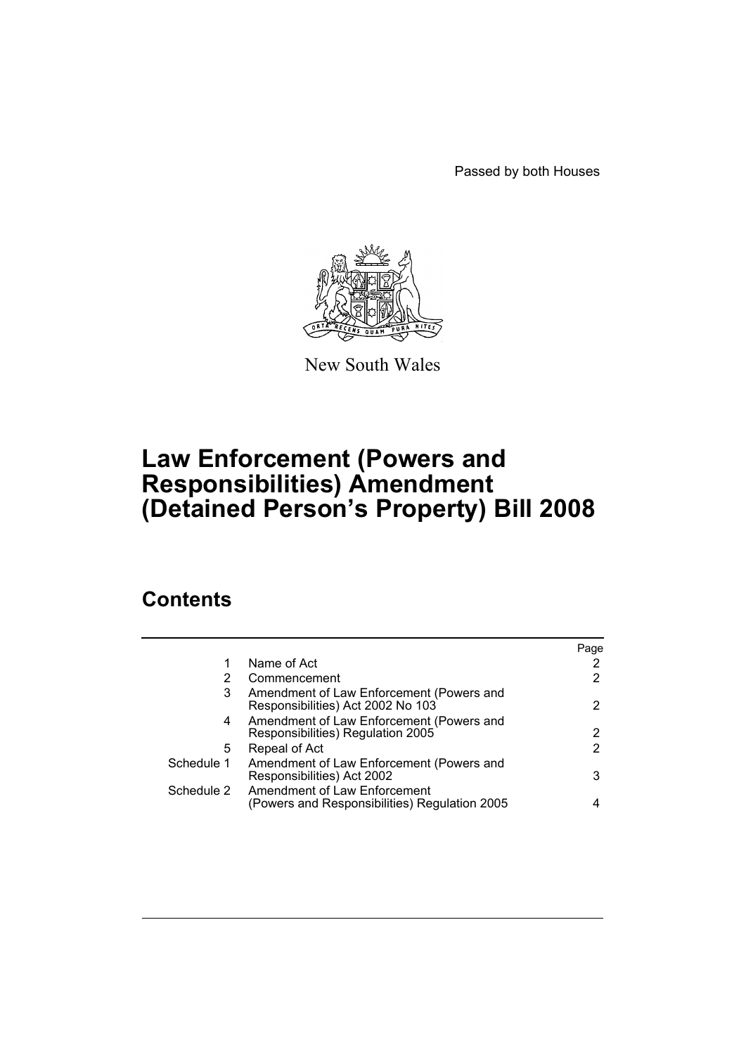Passed by both Houses

New South Wales

# Law Enforcement (Powers and Responsibilities) Amendment (Detained Person's Property) Bill 2008

## Contents

| | | Page |
|---|---|---|
| 1 | Name of Act | 2 |
| 2 | Commencement | 2 |
| 3 | Amendment of Law Enforcement (Powers and Responsibilities) Act 2002 No 103 | 2 |
| 4 | Amendment of Law Enforcement (Powers and Responsibilities) Regulation 2005 | 2 |
| 5 | Repeal of Act | 2 |
| Schedule 1 | Amendment of Law Enforcement (Powers and Responsibilities) Act 2002 | 3 |
| Schedule 2 | Amendment of Law Enforcement (Powers and Responsibilities) Regulation 2005 | 4 |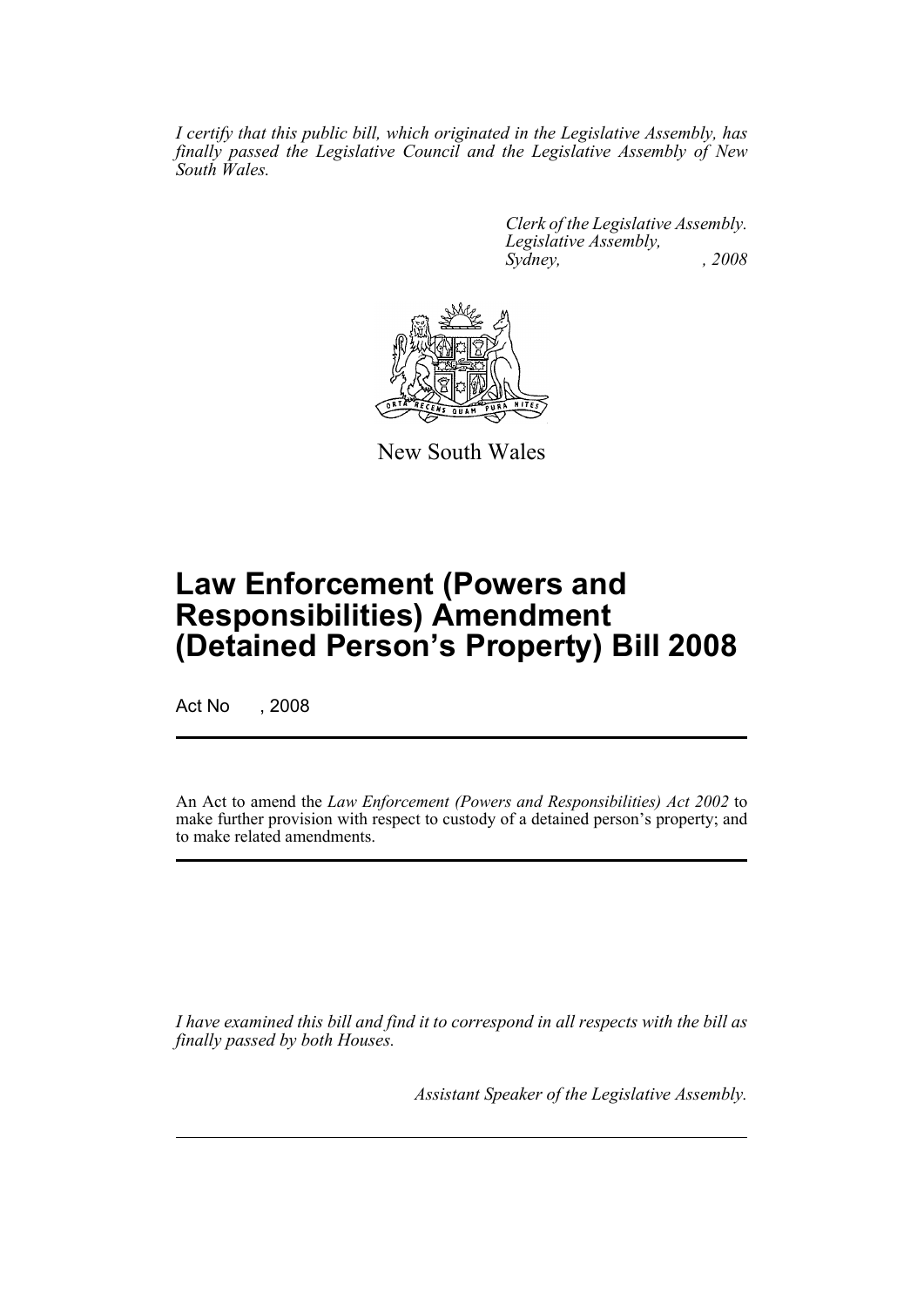*I certify that this public bill, which originated in the Legislative Assembly, has finally passed the Legislative Council and the Legislative Assembly of New South Wales.*

*Clerk of the Legislative Assembly.*
*Legislative Assembly,*
*Sydney, , 2008*

New South Wales

# Law Enforcement (Powers and Responsibilities) Amendment (Detained Person's Property) Bill 2008

Act No , 2008

An Act to amend the *Law Enforcement (Powers and Responsibilities) Act 2002* to make further provision with respect to custody of a detained person's property; and to make related amendments.

*I have examined this bill and find it to correspond in all respects with the bill as finally passed by both Houses.*

*Assistant Speaker of the Legislative Assembly.*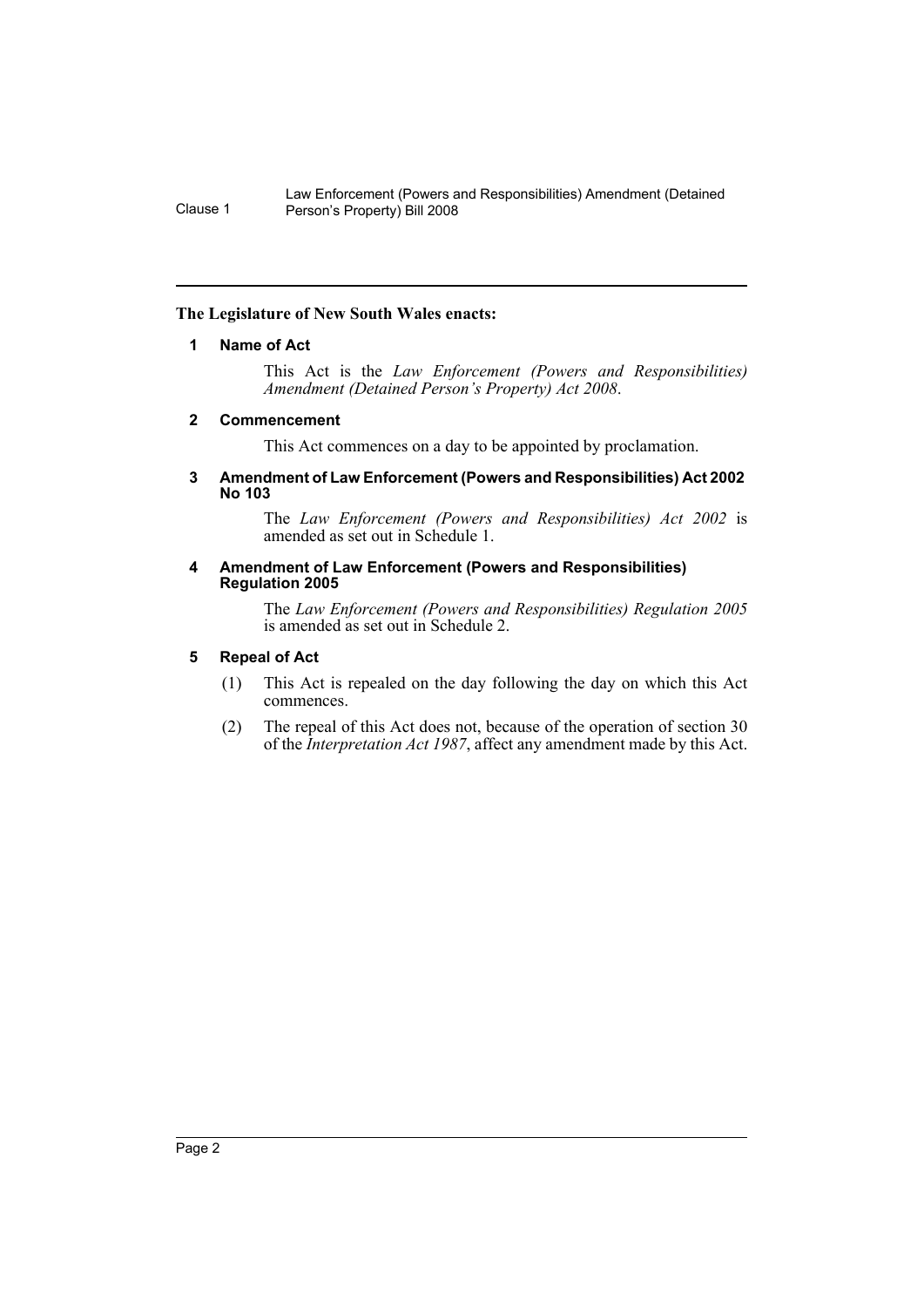**The Legislature of New South Wales enacts:**

### 1 Name of Act

This Act is the *Law Enforcement (Powers and Responsibilities) Amendment (Detained Person's Property) Act 2008*.

### 2 Commencement

This Act commences on a day to be appointed by proclamation.

### 3 Amendment of Law Enforcement (Powers and Responsibilities) Act 2002 No 103

The *Law Enforcement (Powers and Responsibilities) Act 2002* is amended as set out in Schedule 1.

### 4 Amendment of Law Enforcement (Powers and Responsibilities) Regulation 2005

The *Law Enforcement (Powers and Responsibilities) Regulation 2005* is amended as set out in Schedule 2.

### 5 Repeal of Act

(1) This Act is repealed on the day following the day on which this Act commences.

(2) The repeal of this Act does not, because of the operation of section 30 of the *Interpretation Act 1987*, affect any amendment made by this Act.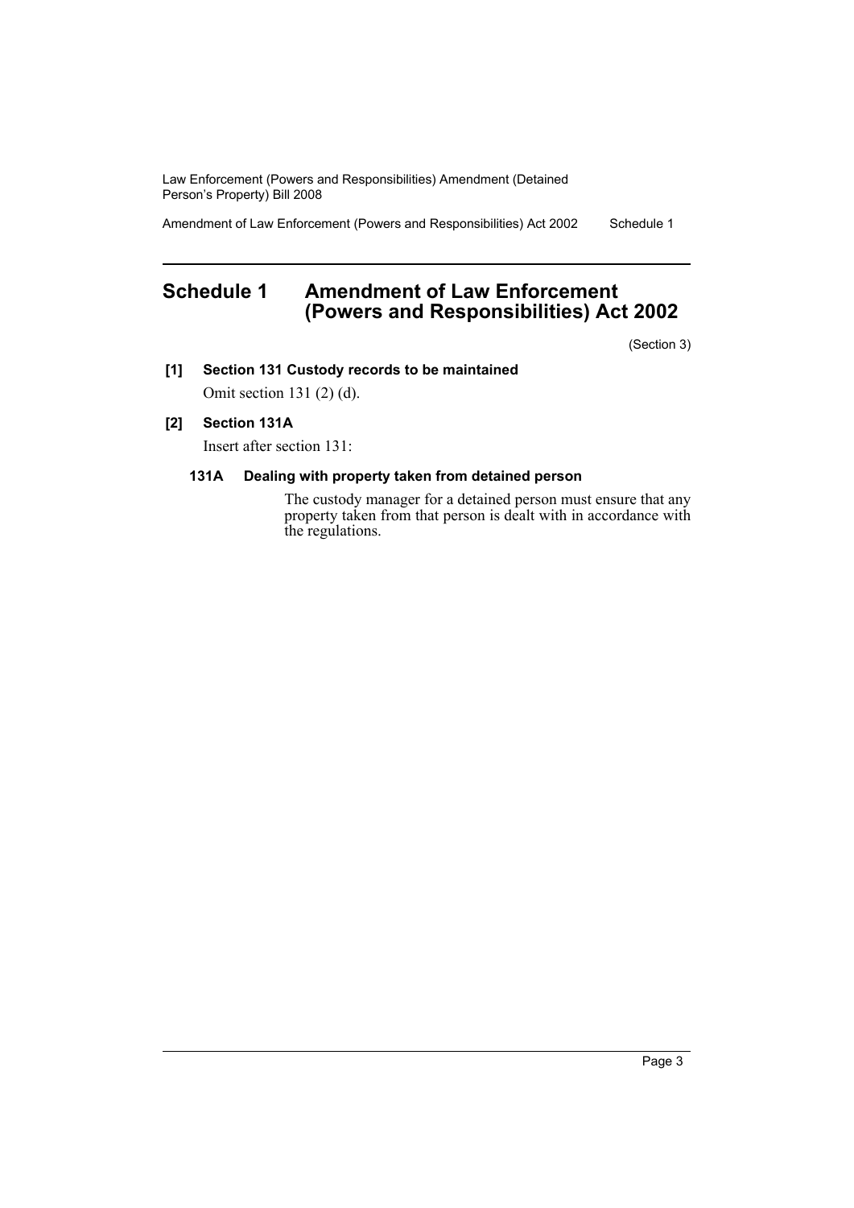# Schedule 1 Amendment of Law Enforcement (Powers and Responsibilities) Act 2002

(Section 3)

**[1] Section 131 Custody records to be maintained**

Omit section 131 (2) (d).

**[2] Section 131A**

Insert after section 131:

**131A Dealing with property taken from detained person**

The custody manager for a detained person must ensure that any property taken from that person is dealt with in accordance with the regulations.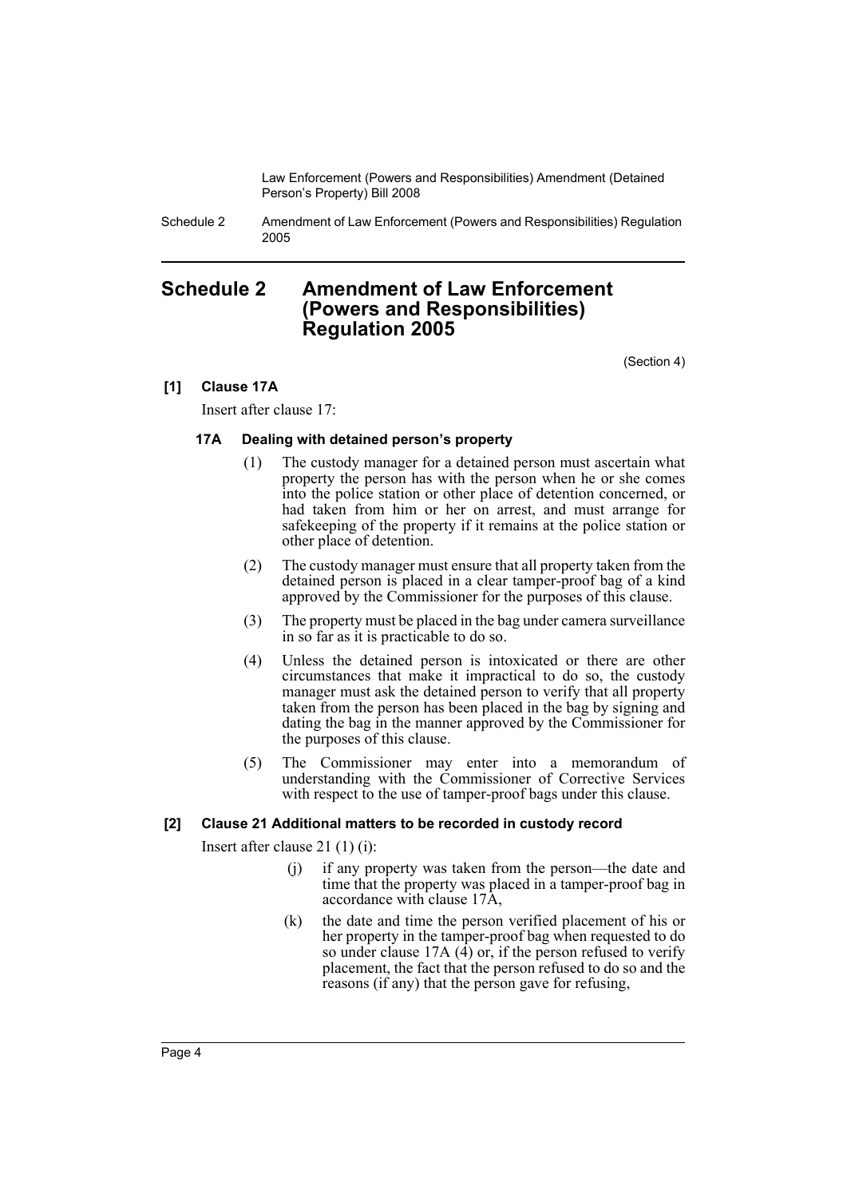# Schedule 2 Amendment of Law Enforcement (Powers and Responsibilities) Regulation 2005

(Section 4)

**[1] Clause 17A**

Insert after clause 17:

**17A Dealing with detained person's property**

(1) The custody manager for a detained person must ascertain what property the person has with the person when he or she comes into the police station or other place of detention concerned, or had taken from him or her on arrest, and must arrange for safekeeping of the property if it remains at the police station or other place of detention.

(2) The custody manager must ensure that all property taken from the detained person is placed in a clear tamper-proof bag of a kind approved by the Commissioner for the purposes of this clause.

(3) The property must be placed in the bag under camera surveillance in so far as it is practicable to do so.

(4) Unless the detained person is intoxicated or there are other circumstances that make it impractical to do so, the custody manager must ask the detained person to verify that all property taken from the person has been placed in the bag by signing and dating the bag in the manner approved by the Commissioner for the purposes of this clause.

(5) The Commissioner may enter into a memorandum of understanding with the Commissioner of Corrective Services with respect to the use of tamper-proof bags under this clause.

**[2] Clause 21 Additional matters to be recorded in custody record**

Insert after clause 21 (1) (i):

(j) if any property was taken from the person—the date and time that the property was placed in a tamper-proof bag in accordance with clause 17A,

(k) the date and time the person verified placement of his or her property in the tamper-proof bag when requested to do so under clause 17A (4) or, if the person refused to verify placement, the fact that the person refused to do so and the reasons (if any) that the person gave for refusing,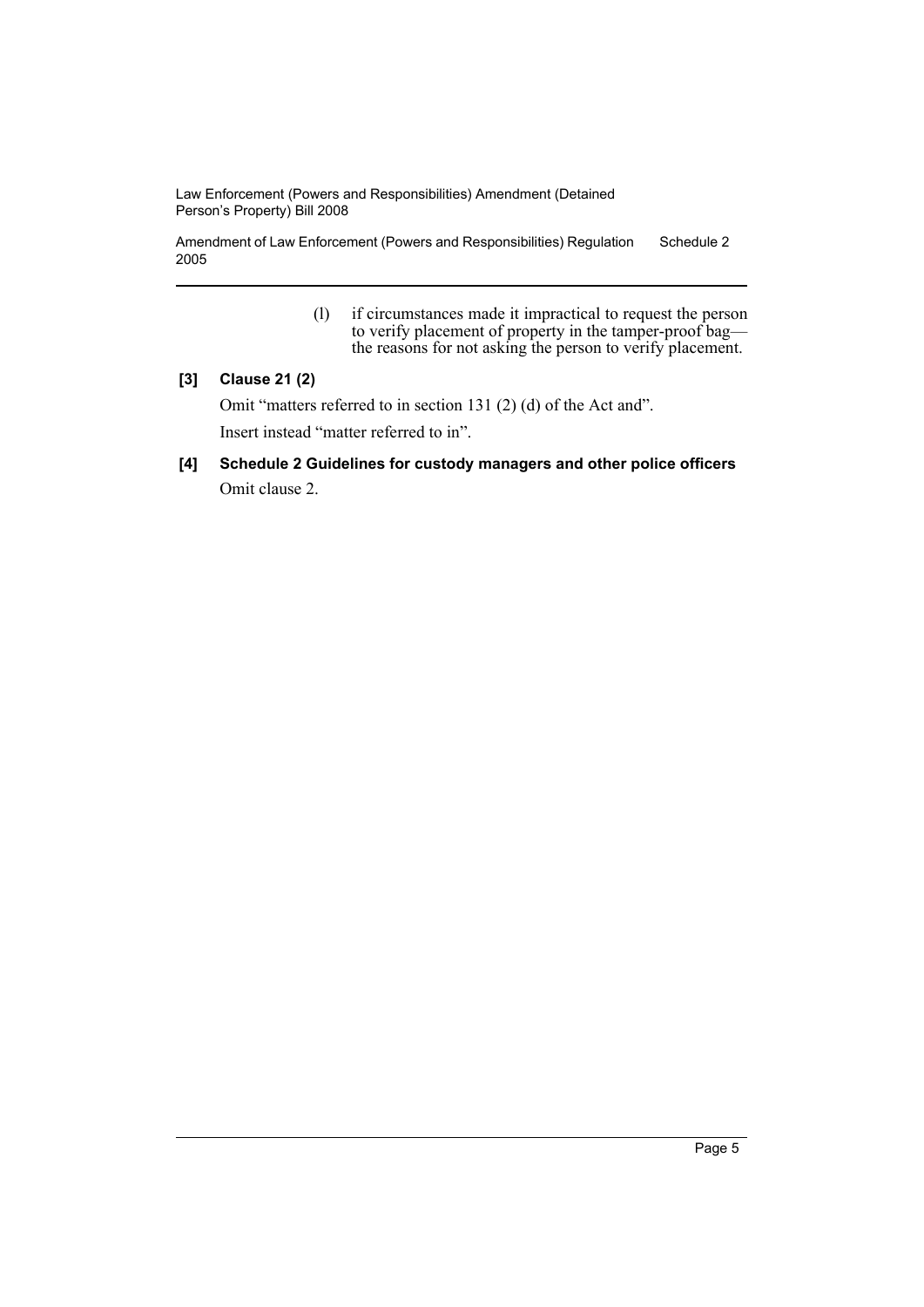(l) if circumstances made it impractical to request the person to verify placement of property in the tamper-proof bag—the reasons for not asking the person to verify placement.

**[3] Clause 21 (2)**

Omit "matters referred to in section 131 (2) (d) of the Act and".

Insert instead "matter referred to in".

**[4] Schedule 2 Guidelines for custody managers and other police officers**

Omit clause 2.